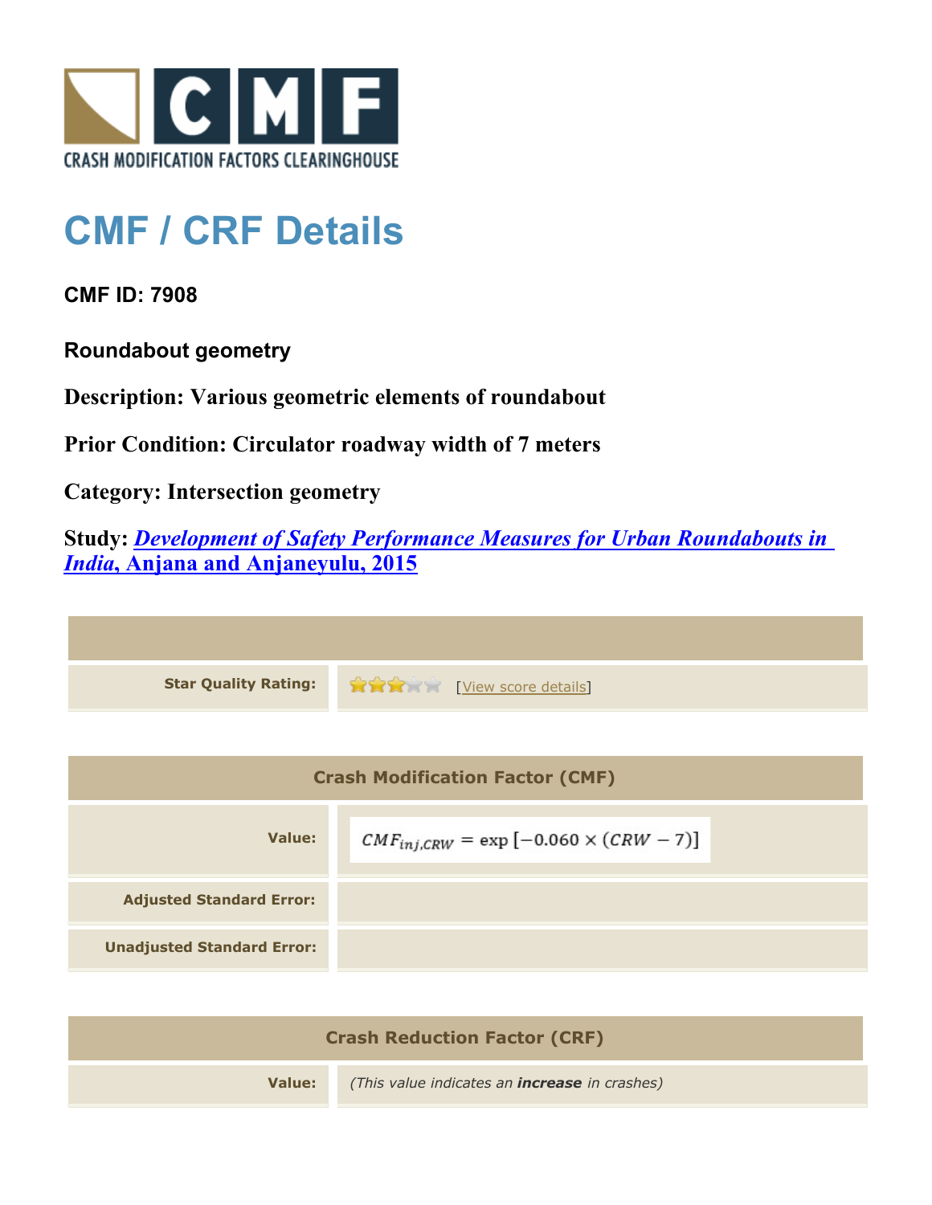# CMF / CRF Details

**CMF ID: 7908**

**Roundabout geometry**

**Description: Various geometric elements of roundabout**

**Prior Condition: Circulator roadway width of 7 meters**

**Category: Intersection geometry**

**Study: *Development of Safety Performance Measures for Urban Roundabouts in India*, Anjana and Anjaneyulu, 2015**

| | |
|---|---|
| **Star Quality Rating:** | 3 of 5 stars [View score details] |

| Crash Modification Factor (CMF) | |
|---|---|
| **Value:** | $CMF_{inj,CRW} = \exp\left[-0.060 \times (CRW - 7)\right]$ |
| **Adjusted Standard Error:** | |
| **Unadjusted Standard Error:** | |

| Crash Reduction Factor (CRF) | |
|---|---|
| **Value:** | *(This value indicates an **increase** in crashes)* |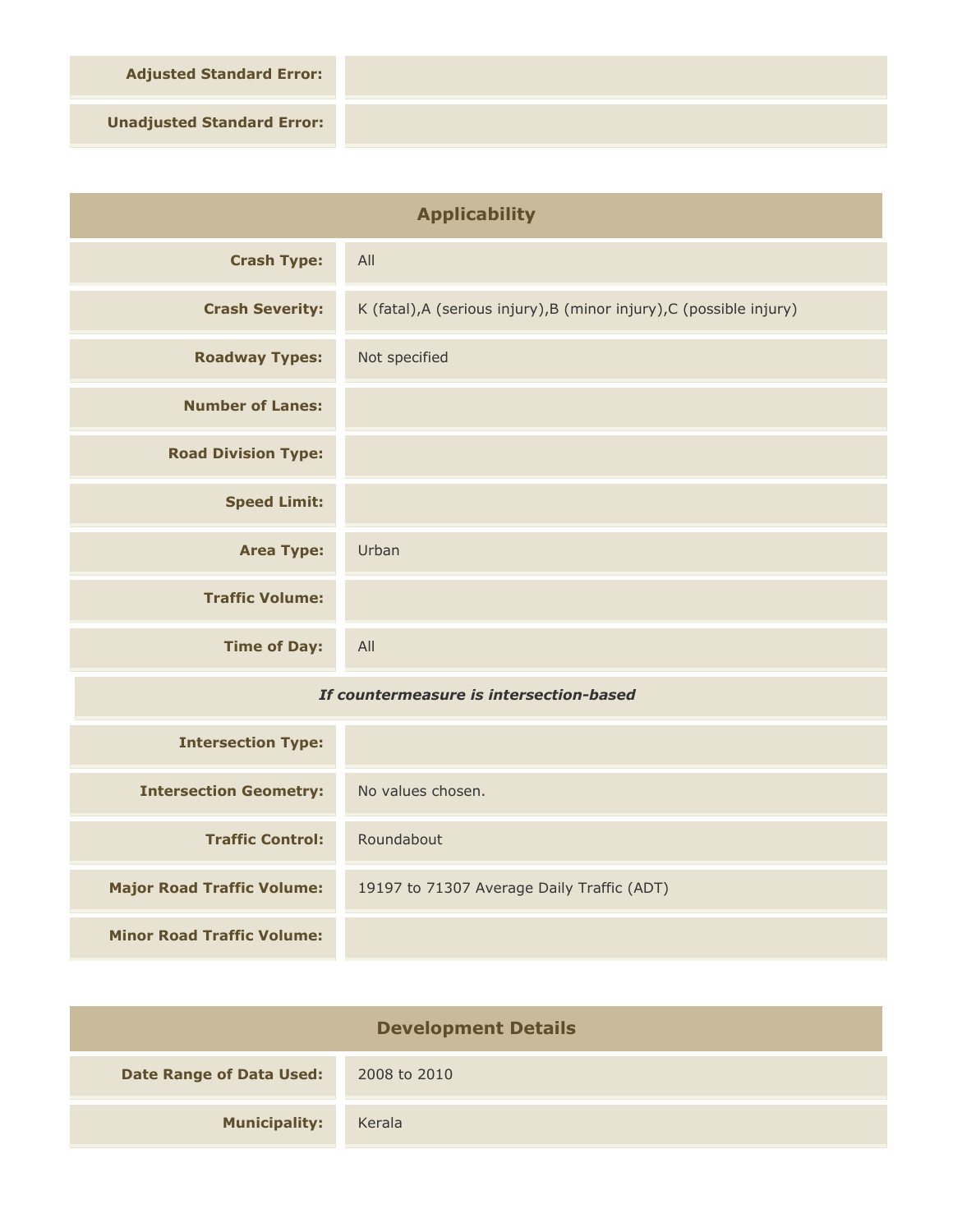| | |
|---|---|
| **Adjusted Standard Error:** | |
| **Unadjusted Standard Error:** | |

## Applicability

| | |
|---|---|
| **Crash Type:** | All |
| **Crash Severity:** | K (fatal),A (serious injury),B (minor injury),C (possible injury) |
| **Roadway Types:** | Not specified |
| **Number of Lanes:** | |
| **Road Division Type:** | |
| **Speed Limit:** | |
| **Area Type:** | Urban |
| **Traffic Volume:** | |
| **Time of Day:** | All |
| ***If countermeasure is intersection-based*** | |
| **Intersection Type:** | |
| **Intersection Geometry:** | No values chosen. |
| **Traffic Control:** | Roundabout |
| **Major Road Traffic Volume:** | 19197 to 71307 Average Daily Traffic (ADT) |
| **Minor Road Traffic Volume:** | |

## Development Details

| | |
|---|---|
| **Date Range of Data Used:** | 2008 to 2010 |
| **Municipality:** | Kerala |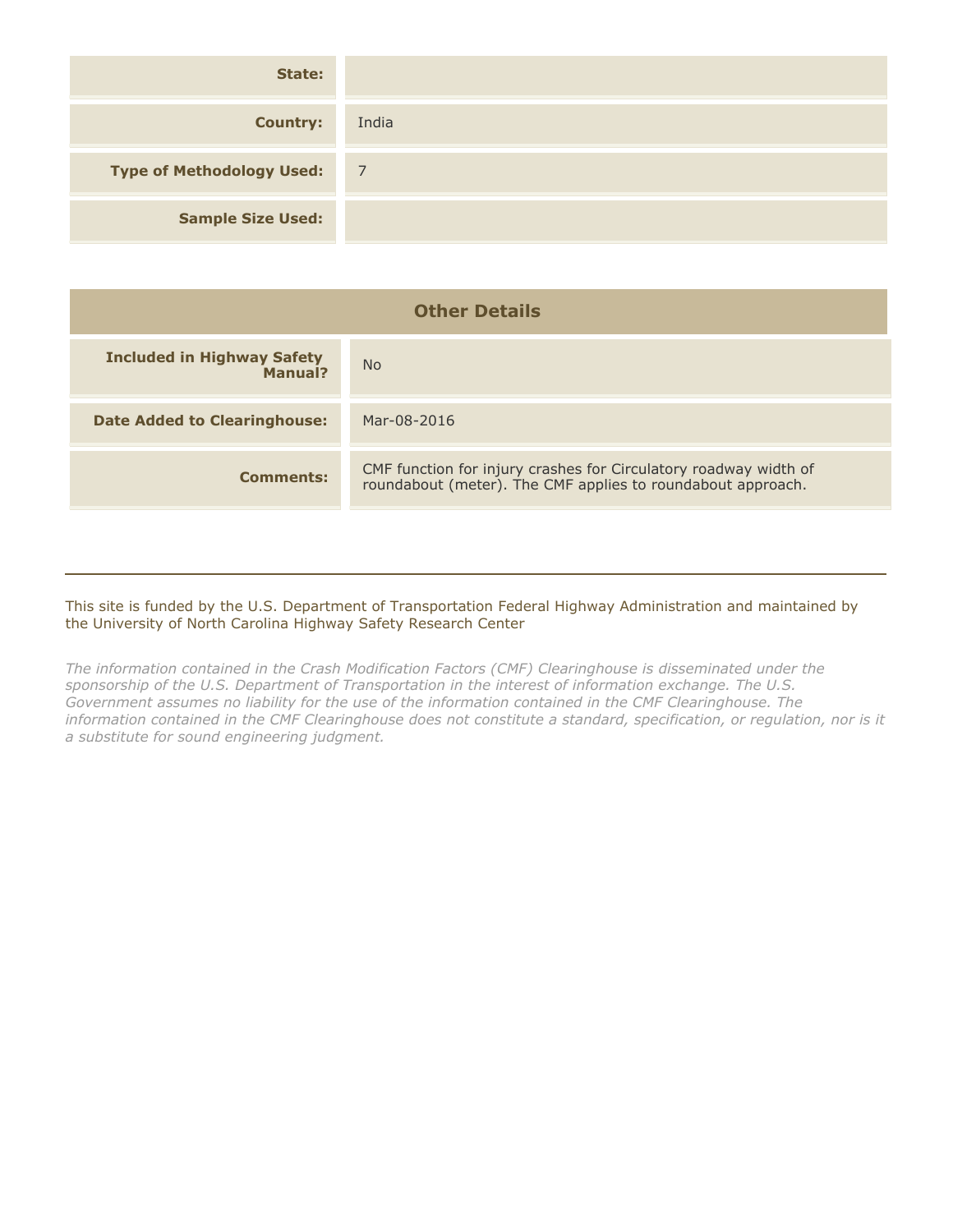| | |
|---|---|
| **State:** | |
| **Country:** | India |
| **Type of Methodology Used:** | 7 |
| **Sample Size Used:** | |

## Other Details

| | |
|---|---|
| **Included in Highway Safety Manual?** | No |
| **Date Added to Clearinghouse:** | Mar-08-2016 |
| **Comments:** | CMF function for injury crashes for Circulatory roadway width of roundabout (meter). The CMF applies to roundabout approach. |

---

This site is funded by the U.S. Department of Transportation Federal Highway Administration and maintained by the University of North Carolina Highway Safety Research Center

*The information contained in the Crash Modification Factors (CMF) Clearinghouse is disseminated under the sponsorship of the U.S. Department of Transportation in the interest of information exchange. The U.S. Government assumes no liability for the use of the information contained in the CMF Clearinghouse. The information contained in the CMF Clearinghouse does not constitute a standard, specification, or regulation, nor is it a substitute for sound engineering judgment.*